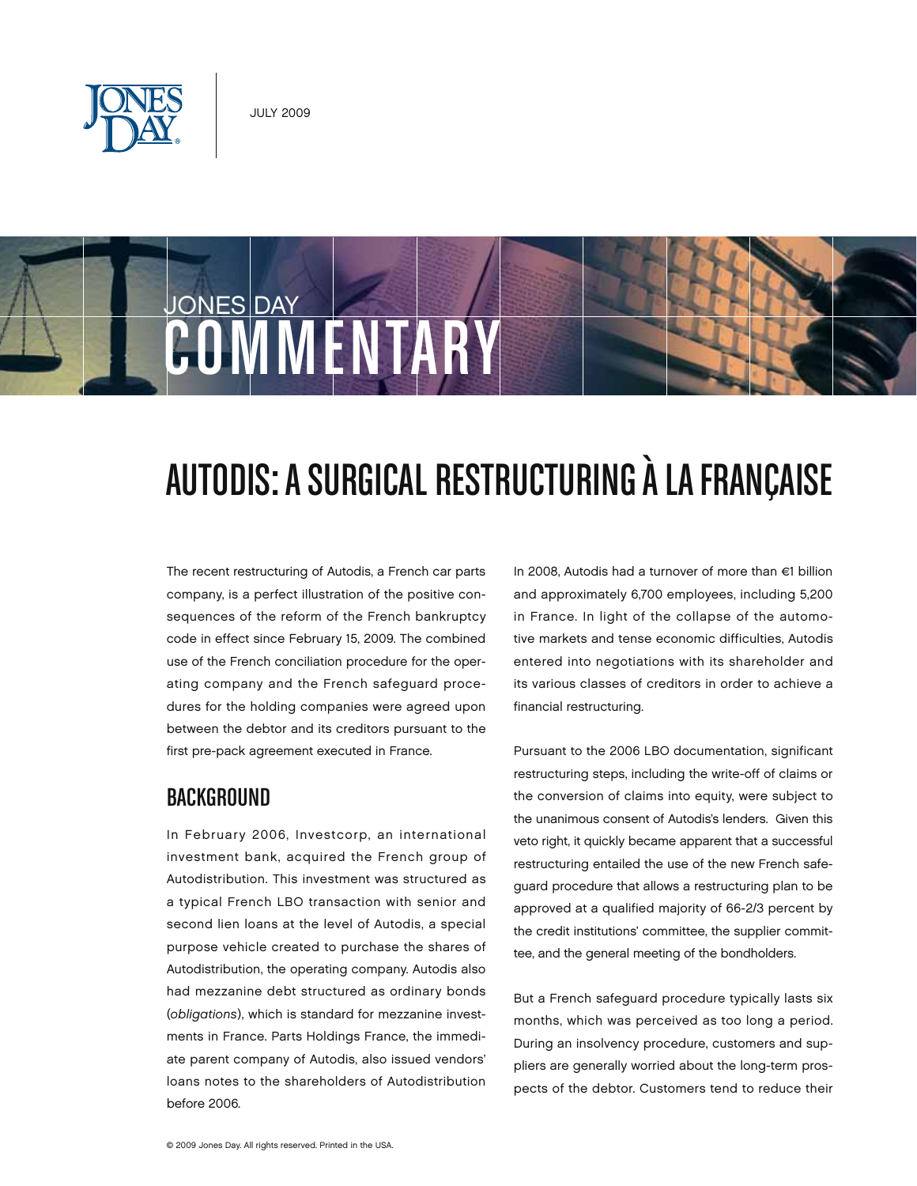JULY 2009

JONES DAY COMMENTARY

# AUTODIS: A SURGICAL RESTRUCTURING À LA FRANÇAISE

The recent restructuring of Autodis, a French car parts company, is a perfect illustration of the positive consequences of the reform of the French bankruptcy code in effect since February 15, 2009. The combined use of the French conciliation procedure for the operating company and the French safeguard procedures for the holding companies were agreed upon between the debtor and its creditors pursuant to the first pre-pack agreement executed in France.

## BACKGROUND

In February 2006, Investcorp, an international investment bank, acquired the French group of Autodistribution. This investment was structured as a typical French LBO transaction with senior and second lien loans at the level of Autodis, a special purpose vehicle created to purchase the shares of Autodistribution, the operating company. Autodis also had mezzanine debt structured as ordinary bonds (*obligations*), which is standard for mezzanine investments in France. Parts Holdings France, the immediate parent company of Autodis, also issued vendors' loans notes to the shareholders of Autodistribution before 2006.

In 2008, Autodis had a turnover of more than €1 billion and approximately 6,700 employees, including 5,200 in France. In light of the collapse of the automotive markets and tense economic difficulties, Autodis entered into negotiations with its shareholder and its various classes of creditors in order to achieve a financial restructuring.

Pursuant to the 2006 LBO documentation, significant restructuring steps, including the write-off of claims or the conversion of claims into equity, were subject to the unanimous consent of Autodis's lenders. Given this veto right, it quickly became apparent that a successful restructuring entailed the use of the new French safeguard procedure that allows a restructuring plan to be approved at a qualified majority of 66-2/3 percent by the credit institutions' committee, the supplier committee, and the general meeting of the bondholders.

But a French safeguard procedure typically lasts six months, which was perceived as too long a period. During an insolvency procedure, customers and suppliers are generally worried about the long-term prospects of the debtor. Customers tend to reduce their

© 2009 Jones Day. All rights reserved. Printed in the USA.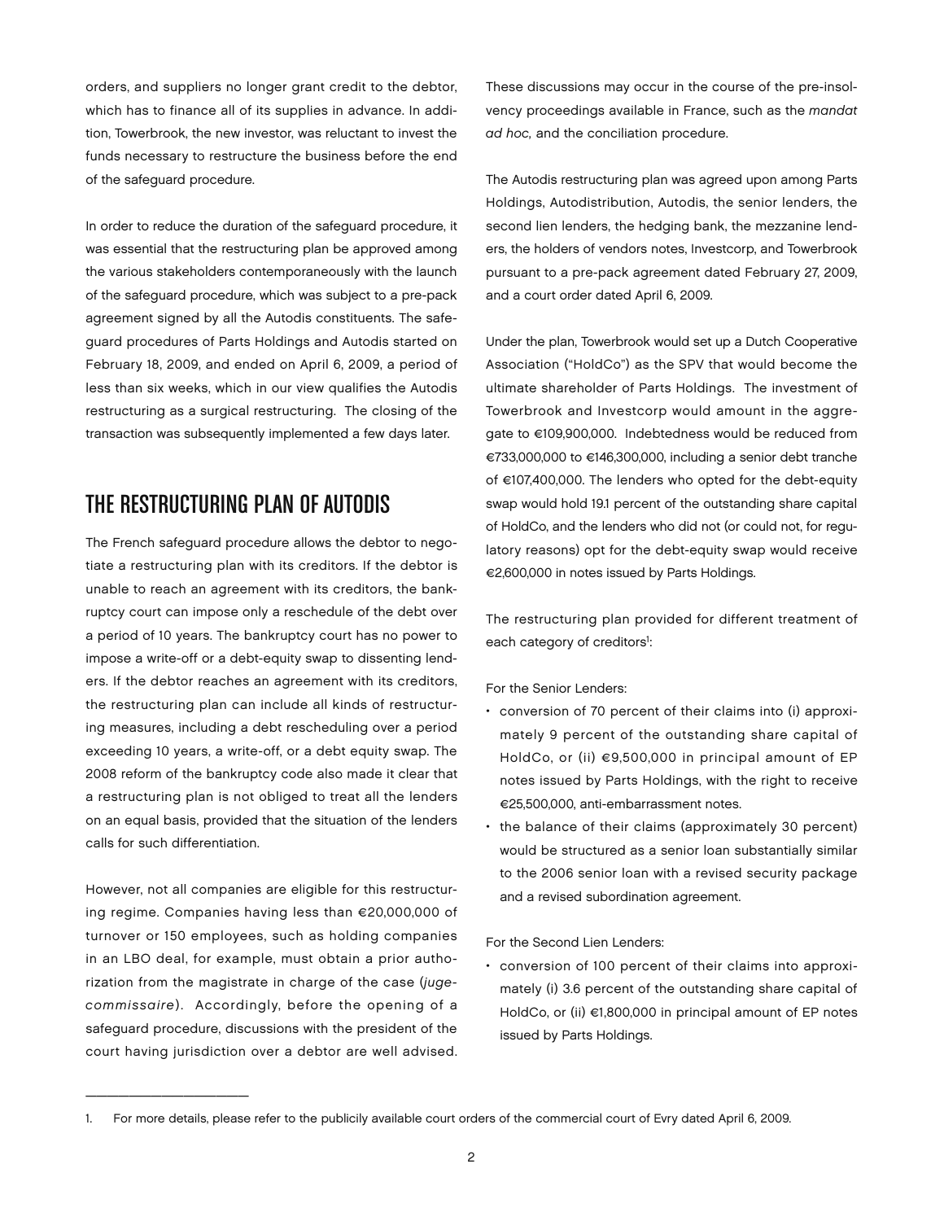orders, and suppliers no longer grant credit to the debtor, which has to finance all of its supplies in advance. In addition, Towerbrook, the new investor, was reluctant to invest the funds necessary to restructure the business before the end of the safeguard procedure.

In order to reduce the duration of the safeguard procedure, it was essential that the restructuring plan be approved among the various stakeholders contemporaneously with the launch of the safeguard procedure, which was subject to a pre-pack agreement signed by all the Autodis constituents. The safeguard procedures of Parts Holdings and Autodis started on February 18, 2009, and ended on April 6, 2009, a period of less than six weeks, which in our view qualifies the Autodis restructuring as a surgical restructuring. The closing of the transaction was subsequently implemented a few days later.

## THE RESTRUCTURING PLAN OF AUTODIS

The French safeguard procedure allows the debtor to negotiate a restructuring plan with its creditors. If the debtor is unable to reach an agreement with its creditors, the bankruptcy court can impose only a reschedule of the debt over a period of 10 years. The bankruptcy court has no power to impose a write-off or a debt-equity swap to dissenting lenders. If the debtor reaches an agreement with its creditors, the restructuring plan can include all kinds of restructuring measures, including a debt rescheduling over a period exceeding 10 years, a write-off, or a debt equity swap. The 2008 reform of the bankruptcy code also made it clear that a restructuring plan is not obliged to treat all the lenders on an equal basis, provided that the situation of the lenders calls for such differentiation.

However, not all companies are eligible for this restructuring regime. Companies having less than €20,000,000 of turnover or 150 employees, such as holding companies in an LBO deal, for example, must obtain a prior authorization from the magistrate in charge of the case (*juge-commissaire*). Accordingly, before the opening of a safeguard procedure, discussions with the president of the court having jurisdiction over a debtor are well advised. These discussions may occur in the course of the pre-insolvency proceedings available in France, such as the *mandat ad hoc,* and the conciliation procedure.

The Autodis restructuring plan was agreed upon among Parts Holdings, Autodistribution, Autodis, the senior lenders, the second lien lenders, the hedging bank, the mezzanine lenders, the holders of vendors notes, Investcorp, and Towerbrook pursuant to a pre-pack agreement dated February 27, 2009, and a court order dated April 6, 2009.

Under the plan, Towerbrook would set up a Dutch Cooperative Association ("HoldCo") as the SPV that would become the ultimate shareholder of Parts Holdings. The investment of Towerbrook and Investcorp would amount in the aggregate to €109,900,000. Indebtedness would be reduced from €733,000,000 to €146,300,000, including a senior debt tranche of €107,400,000. The lenders who opted for the debt-equity swap would hold 19.1 percent of the outstanding share capital of HoldCo, and the lenders who did not (or could not, for regulatory reasons) opt for the debt-equity swap would receive €2,600,000 in notes issued by Parts Holdings.

The restructuring plan provided for different treatment of each category of creditors[1]:

For the Senior Lenders:

- conversion of 70 percent of their claims into (i) approximately 9 percent of the outstanding share capital of HoldCo, or (ii) €9,500,000 in principal amount of EP notes issued by Parts Holdings, with the right to receive €25,500,000, anti-embarrassment notes.
- the balance of their claims (approximately 30 percent) would be structured as a senior loan substantially similar to the 2006 senior loan with a revised security package and a revised subordination agreement.

For the Second Lien Lenders:

- conversion of 100 percent of their claims into approximately (i) 3.6 percent of the outstanding share capital of HoldCo, or (ii) €1,800,000 in principal amount of EP notes issued by Parts Holdings.

---

1. For more details, please refer to the publicily available court orders of the commercial court of Evry dated April 6, 2009.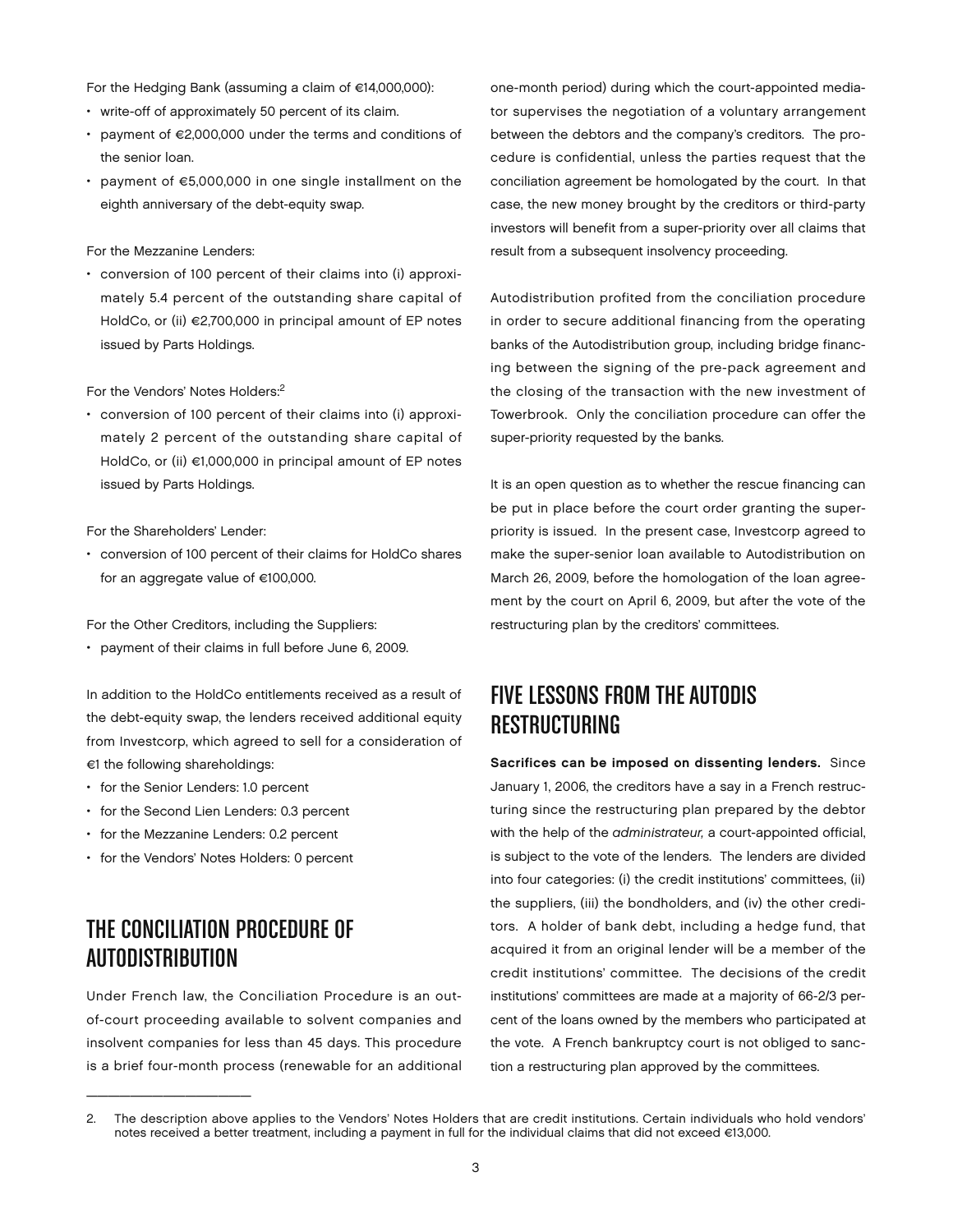For the Hedging Bank (assuming a claim of €14,000,000):

- write-off of approximately 50 percent of its claim.
- payment of €2,000,000 under the terms and conditions of the senior loan.
- payment of €5,000,000 in one single installment on the eighth anniversary of the debt-equity swap.

For the Mezzanine Lenders:

- conversion of 100 percent of their claims into (i) approximately 5.4 percent of the outstanding share capital of HoldCo, or (ii) €2,700,000 in principal amount of EP notes issued by Parts Holdings.

For the Vendors' Notes Holders:[2]

- conversion of 100 percent of their claims into (i) approximately 2 percent of the outstanding share capital of HoldCo, or (ii) €1,000,000 in principal amount of EP notes issued by Parts Holdings.

For the Shareholders' Lender:

- conversion of 100 percent of their claims for HoldCo shares for an aggregate value of €100,000.

For the Other Creditors, including the Suppliers:

- payment of their claims in full before June 6, 2009.

In addition to the HoldCo entitlements received as a result of the debt-equity swap, the lenders received additional equity from Investcorp, which agreed to sell for a consideration of €1 the following shareholdings:

- for the Senior Lenders: 1.0 percent
- for the Second Lien Lenders: 0.3 percent
- for the Mezzanine Lenders: 0.2 percent
- for the Vendors' Notes Holders: 0 percent

## THE CONCILIATION PROCEDURE OF AUTODISTRIBUTION

Under French law, the Conciliation Procedure is an out-of-court proceeding available to solvent companies and insolvent companies for less than 45 days. This procedure is a brief four-month process (renewable for an additional one-month period) during which the court-appointed mediator supervises the negotiation of a voluntary arrangement between the debtors and the company's creditors. The procedure is confidential, unless the parties request that the conciliation agreement be homologated by the court. In that case, the new money brought by the creditors or third-party investors will benefit from a super-priority over all claims that result from a subsequent insolvency proceeding.

Autodistribution profited from the conciliation procedure in order to secure additional financing from the operating banks of the Autodistribution group, including bridge financing between the signing of the pre-pack agreement and the closing of the transaction with the new investment of Towerbrook. Only the conciliation procedure can offer the super-priority requested by the banks.

It is an open question as to whether the rescue financing can be put in place before the court order granting the super-priority is issued. In the present case, Investcorp agreed to make the super-senior loan available to Autodistribution on March 26, 2009, before the homologation of the loan agreement by the court on April 6, 2009, but after the vote of the restructuring plan by the creditors' committees.

## FIVE LESSONS FROM THE AUTODIS RESTRUCTURING

**Sacrifices can be imposed on dissenting lenders.** Since January 1, 2006, the creditors have a say in a French restructuring since the restructuring plan prepared by the debtor with the help of the *administrateur,* a court-appointed official, is subject to the vote of the lenders. The lenders are divided into four categories: (i) the credit institutions' committees, (ii) the suppliers, (iii) the bondholders, and (iv) the other creditors. A holder of bank debt, including a hedge fund, that acquired it from an original lender will be a member of the credit institutions' committee. The decisions of the credit institutions' committees are made at a majority of 66-2/3 percent of the loans owned by the members who participated at the vote. A French bankruptcy court is not obliged to sanction a restructuring plan approved by the committees.

---

2. The description above applies to the Vendors' Notes Holders that are credit institutions. Certain individuals who hold vendors' notes received a better treatment, including a payment in full for the individual claims that did not exceed €13,000.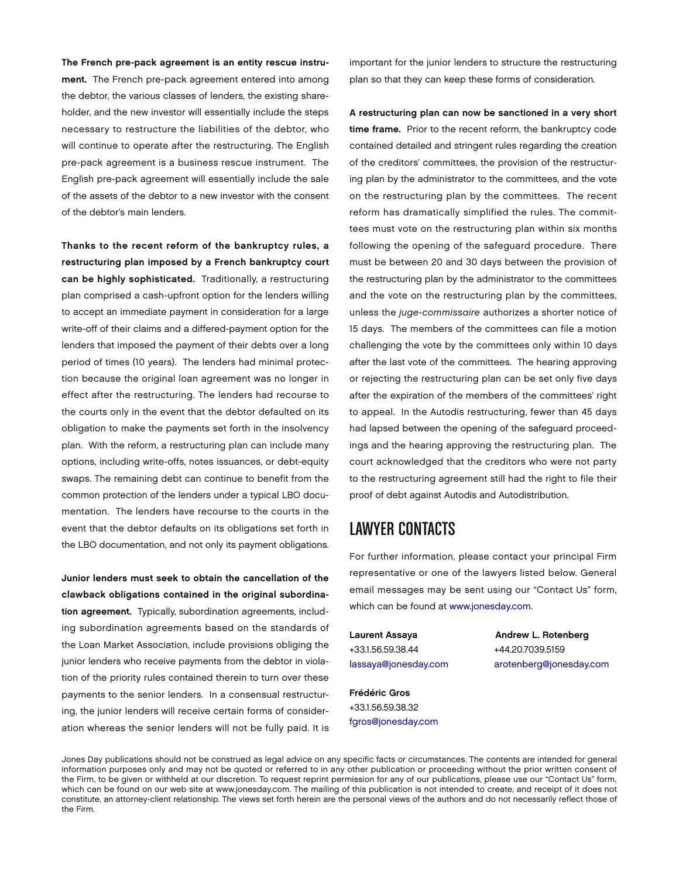**The French pre-pack agreement is an entity rescue instrument.** The French pre-pack agreement entered into among the debtor, the various classes of lenders, the existing shareholder, and the new investor will essentially include the steps necessary to restructure the liabilities of the debtor, who will continue to operate after the restructuring. The English pre-pack agreement is a business rescue instrument. The English pre-pack agreement will essentially include the sale of the assets of the debtor to a new investor with the consent of the debtor's main lenders.

**Thanks to the recent reform of the bankruptcy rules, a restructuring plan imposed by a French bankruptcy court can be highly sophisticated.** Traditionally, a restructuring plan comprised a cash-upfront option for the lenders willing to accept an immediate payment in consideration for a large write-off of their claims and a differed-payment option for the lenders that imposed the payment of their debts over a long period of times (10 years). The lenders had minimal protection because the original loan agreement was no longer in effect after the restructuring. The lenders had recourse to the courts only in the event that the debtor defaulted on its obligation to make the payments set forth in the insolvency plan. With the reform, a restructuring plan can include many options, including write-offs, notes issuances, or debt-equity swaps. The remaining debt can continue to benefit from the common protection of the lenders under a typical LBO documentation. The lenders have recourse to the courts in the event that the debtor defaults on its obligations set forth in the LBO documentation, and not only its payment obligations.

**Junior lenders must seek to obtain the cancellation of the clawback obligations contained in the original subordination agreement.** Typically, subordination agreements, including subordination agreements based on the standards of the Loan Market Association, include provisions obliging the junior lenders who receive payments from the debtor in violation of the priority rules contained therein to turn over these payments to the senior lenders. In a consensual restructuring, the junior lenders will receive certain forms of consideration whereas the senior lenders will not be fully paid. It is important for the junior lenders to structure the restructuring plan so that they can keep these forms of consideration.

**A restructuring plan can now be sanctioned in a very short time frame.** Prior to the recent reform, the bankruptcy code contained detailed and stringent rules regarding the creation of the creditors' committees, the provision of the restructuring plan by the administrator to the committees, and the vote on the restructuring plan by the committees. The recent reform has dramatically simplified the rules. The committees must vote on the restructuring plan within six months following the opening of the safeguard procedure. There must be between 20 and 30 days between the provision of the restructuring plan by the administrator to the committees and the vote on the restructuring plan by the committees, unless the *juge-commissaire* authorizes a shorter notice of 15 days. The members of the committees can file a motion challenging the vote by the committees only within 10 days after the last vote of the committees. The hearing approving or rejecting the restructuring plan can be set only five days after the expiration of the members of the committees' right to appeal. In the Autodis restructuring, fewer than 45 days had lapsed between the opening of the safeguard proceedings and the hearing approving the restructuring plan. The court acknowledged that the creditors who were not party to the restructuring agreement still had the right to file their proof of debt against Autodis and Autodistribution.

## LAWYER CONTACTS

For further information, please contact your principal Firm representative or one of the lawyers listed below. General email messages may be sent using our "Contact Us" form, which can be found at www.jonesday.com.

**Laurent Assaya**
+33.1.56.59.38.44
lassaya@jonesday.com

**Andrew L. Rotenberg**
+44.20.7039.5159
arotenberg@jonesday.com

**Frédéric Gros**
+33.1.56.59.38.32
fgros@jonesday.com

Jones Day publications should not be construed as legal advice on any specific facts or circumstances. The contents are intended for general information purposes only and may not be quoted or referred to in any other publication or proceeding without the prior written consent of the Firm, to be given or withheld at our discretion. To request reprint permission for any of our publications, please use our "Contact Us" form, which can be found on our web site at www.jonesday.com. The mailing of this publication is not intended to create, and receipt of it does not constitute, an attorney-client relationship. The views set forth herein are the personal views of the authors and do not necessarily reflect those of the Firm.